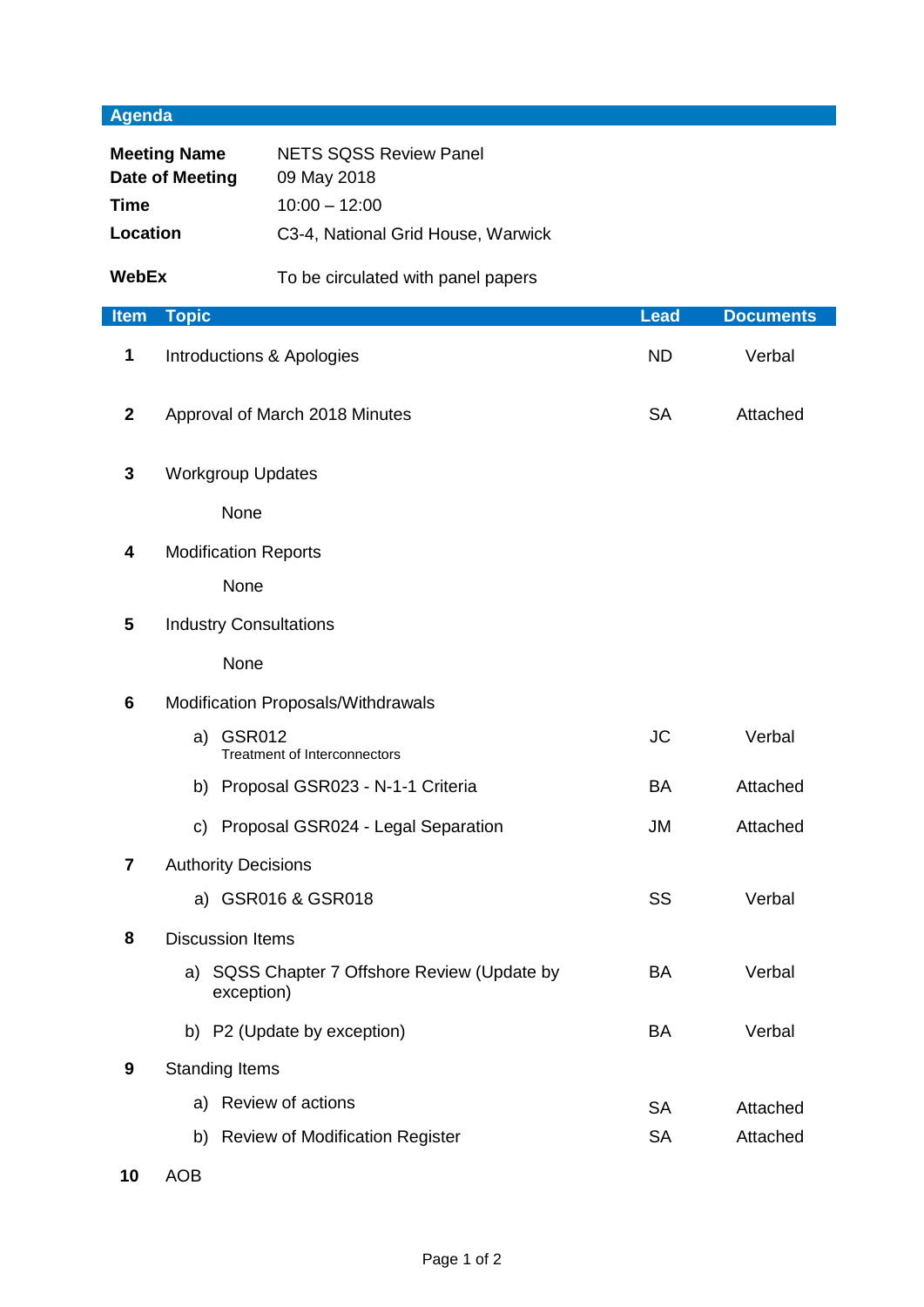## Agenda

| | |
|---|---|
| **Meeting Name** | NETS SQSS Review Panel |
| **Date of Meeting** | 09 May 2018 |
| **Time** | 10:00 – 12:00 |
| **Location** | C3-4, National Grid House, Warwick |
| **WebEx** | To be circulated with panel papers |

| Item | Topic | Lead | Documents |
|---|---|---|---|
| **1** | Introductions & Apologies | ND | Verbal |
| **2** | Approval of March 2018 Minutes | SA | Attached |
| **3** | Workgroup Updates | | |
| | None | | |
| **4** | Modification Reports | | |
| | None | | |
| **5** | Industry Consultations | | |
| | None | | |
| **6** | Modification Proposals/Withdrawals | | |
| | a) GSR012 Treatment of Interconnectors | JC | Verbal |
| | b) Proposal GSR023 - N-1-1 Criteria | BA | Attached |
| | c) Proposal GSR024 - Legal Separation | JM | Attached |
| **7** | Authority Decisions | | |
| | a) GSR016 & GSR018 | SS | Verbal |
| **8** | Discussion Items | | |
| | a) SQSS Chapter 7 Offshore Review (Update by exception) | BA | Verbal |
| | b) P2 (Update by exception) | BA | Verbal |
| **9** | Standing Items | | |
| | a) Review of actions | SA | Attached |
| | b) Review of Modification Register | SA | Attached |
| **10** | AOB | | |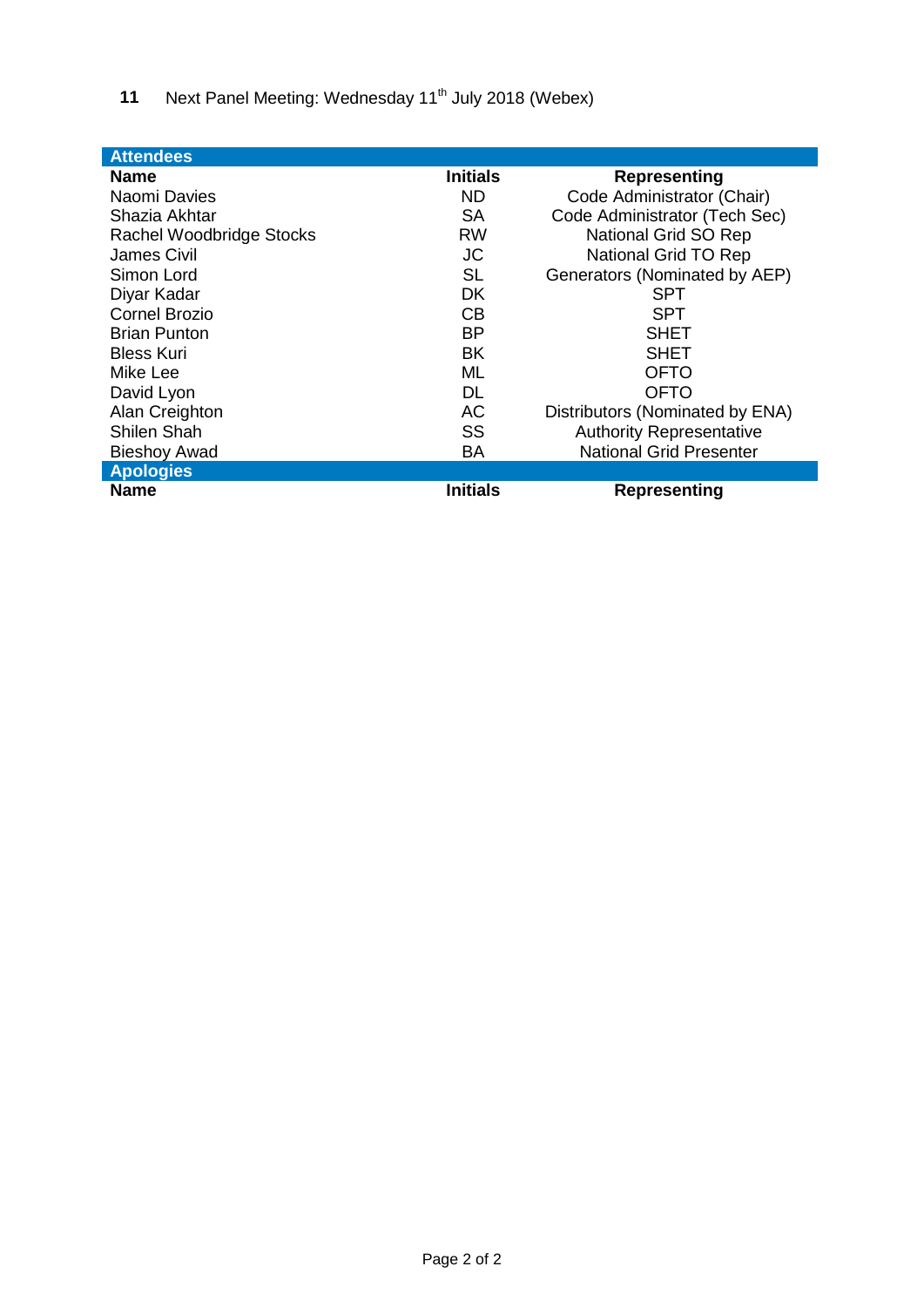**11** Next Panel Meeting: Wednesday 11th July 2018 (Webex)

| Attendees | | |
|---|---|---|
| **Name** | **Initials** | **Representing** |
| Naomi Davies | ND | Code Administrator (Chair) |
| Shazia Akhtar | SA | Code Administrator (Tech Sec) |
| Rachel Woodbridge Stocks | RW | National Grid SO Rep |
| James Civil | JC | National Grid TO Rep |
| Simon Lord | SL | Generators (Nominated by AEP) |
| Diyar Kadar | DK | SPT |
| Cornel Brozio | CB | SPT |
| Brian Punton | BP | SHET |
| Bless Kuri | BK | SHET |
| Mike Lee | ML | OFTO |
| David Lyon | DL | OFTO |
| Alan Creighton | AC | Distributors (Nominated by ENA) |
| Shilen Shah | SS | Authority Representative |
| Bieshoy Awad | BA | National Grid Presenter |
| **Apologies** | | |
| **Name** | **Initials** | **Representing** |